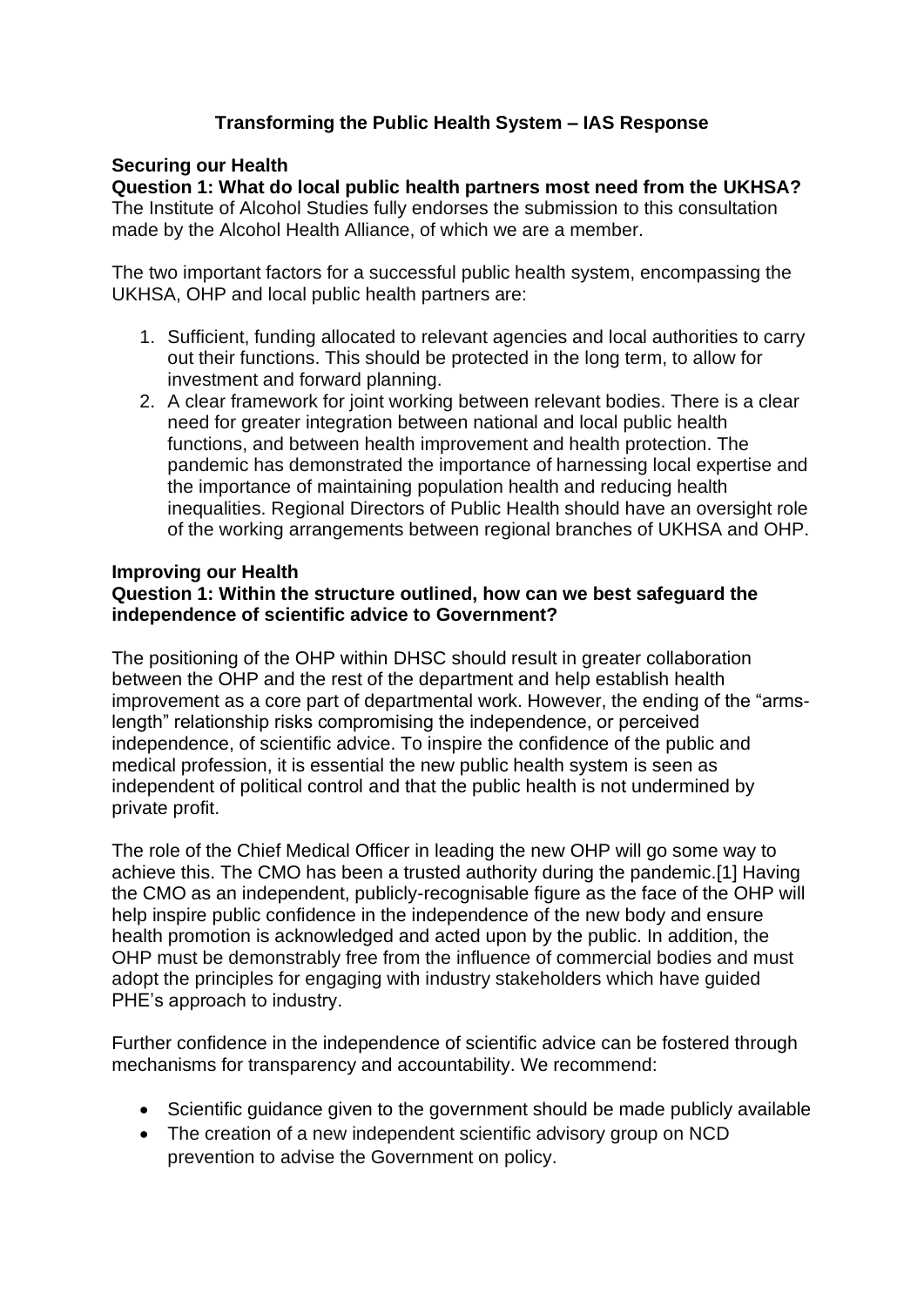# Transforming the Public Health System – IAS Response

## Securing our Health

**Question 1: What do local public health partners most need from the UKHSA?**

The Institute of Alcohol Studies fully endorses the submission to this consultation made by the Alcohol Health Alliance, of which we are a member.

The two important factors for a successful public health system, encompassing the UKHSA, OHP and local public health partners are:

1. Sufficient, funding allocated to relevant agencies and local authorities to carry out their functions. This should be protected in the long term, to allow for investment and forward planning.
2. A clear framework for joint working between relevant bodies. There is a clear need for greater integration between national and local public health functions, and between health improvement and health protection. The pandemic has demonstrated the importance of harnessing local expertise and the importance of maintaining population health and reducing health inequalities. Regional Directors of Public Health should have an oversight role of the working arrangements between regional branches of UKHSA and OHP.

## Improving our Health

**Question 1: Within the structure outlined, how can we best safeguard the independence of scientific advice to Government?**

The positioning of the OHP within DHSC should result in greater collaboration between the OHP and the rest of the department and help establish health improvement as a core part of departmental work. However, the ending of the "arms-length" relationship risks compromising the independence, or perceived independence, of scientific advice. To inspire the confidence of the public and medical profession, it is essential the new public health system is seen as independent of political control and that the public health is not undermined by private profit.

The role of the Chief Medical Officer in leading the new OHP will go some way to achieve this. The CMO has been a trusted authority during the pandemic.[1] Having the CMO as an independent, publicly-recognisable figure as the face of the OHP will help inspire public confidence in the independence of the new body and ensure health promotion is acknowledged and acted upon by the public. In addition, the OHP must be demonstrably free from the influence of commercial bodies and must adopt the principles for engaging with industry stakeholders which have guided PHE's approach to industry.

Further confidence in the independence of scientific advice can be fostered through mechanisms for transparency and accountability. We recommend:

- Scientific guidance given to the government should be made publicly available
- The creation of a new independent scientific advisory group on NCD prevention to advise the Government on policy.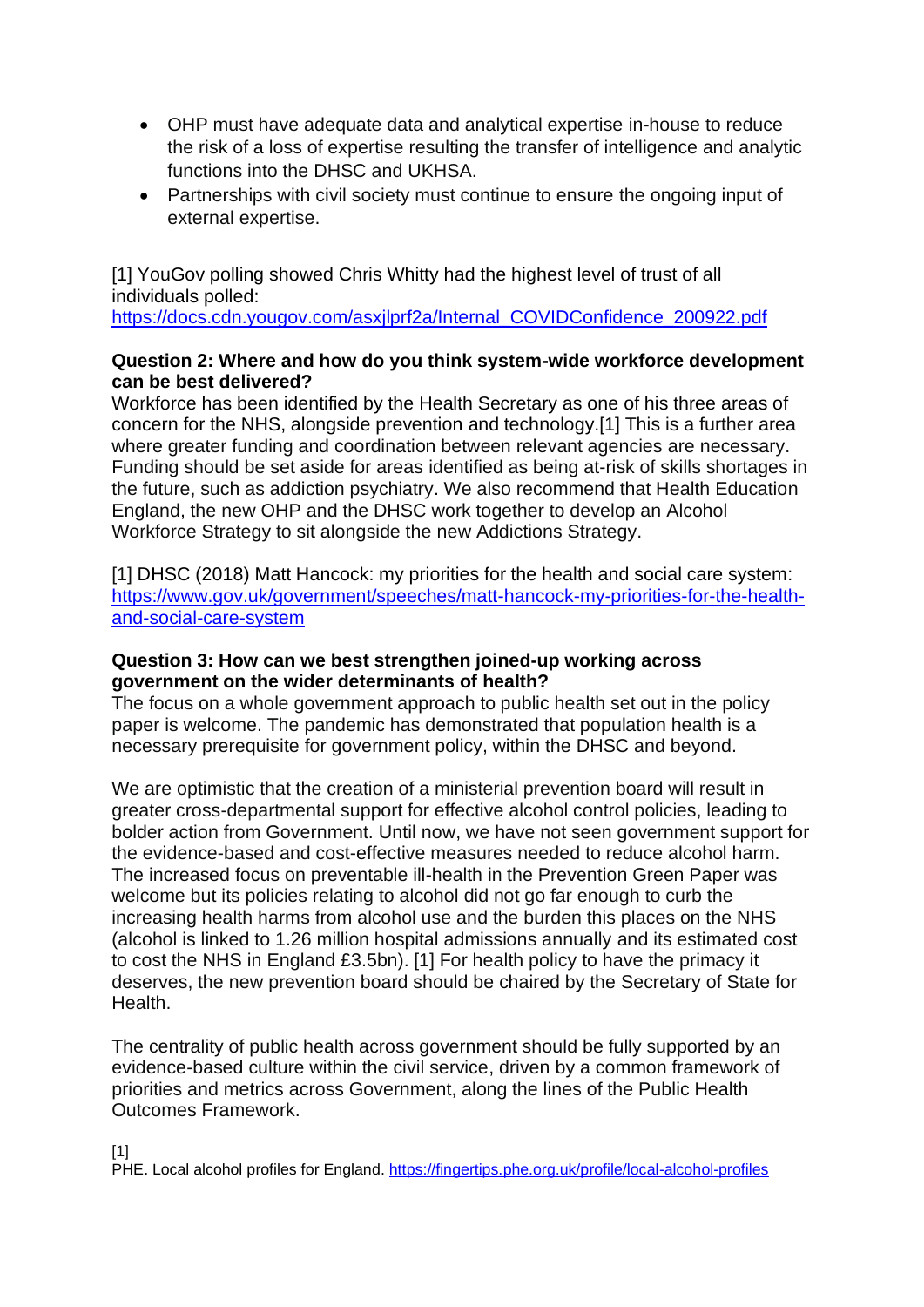- OHP must have adequate data and analytical expertise in-house to reduce the risk of a loss of expertise resulting the transfer of intelligence and analytic functions into the DHSC and UKHSA.
- Partnerships with civil society must continue to ensure the ongoing input of external expertise.

[1] YouGov polling showed Chris Whitty had the highest level of trust of all individuals polled: https://docs.cdn.yougov.com/asxjlprf2a/Internal_COVIDConfidence_200922.pdf

**Question 2: Where and how do you think system-wide workforce development can be best delivered?**

Workforce has been identified by the Health Secretary as one of his three areas of concern for the NHS, alongside prevention and technology.[1] This is a further area where greater funding and coordination between relevant agencies are necessary. Funding should be set aside for areas identified as being at-risk of skills shortages in the future, such as addiction psychiatry. We also recommend that Health Education England, the new OHP and the DHSC work together to develop an Alcohol Workforce Strategy to sit alongside the new Addictions Strategy.

[1] DHSC (2018) Matt Hancock: my priorities for the health and social care system: https://www.gov.uk/government/speeches/matt-hancock-my-priorities-for-the-health-and-social-care-system

**Question 3: How can we best strengthen joined-up working across government on the wider determinants of health?**

The focus on a whole government approach to public health set out in the policy paper is welcome. The pandemic has demonstrated that population health is a necessary prerequisite for government policy, within the DHSC and beyond.

We are optimistic that the creation of a ministerial prevention board will result in greater cross-departmental support for effective alcohol control policies, leading to bolder action from Government. Until now, we have not seen government support for the evidence-based and cost-effective measures needed to reduce alcohol harm. The increased focus on preventable ill-health in the Prevention Green Paper was welcome but its policies relating to alcohol did not go far enough to curb the increasing health harms from alcohol use and the burden this places on the NHS (alcohol is linked to 1.26 million hospital admissions annually and its estimated cost to cost the NHS in England £3.5bn). [1] For health policy to have the primacy it deserves, the new prevention board should be chaired by the Secretary of State for Health.

The centrality of public health across government should be fully supported by an evidence-based culture within the civil service, driven by a common framework of priorities and metrics across Government, along the lines of the Public Health Outcomes Framework.

[1]
PHE. Local alcohol profiles for England. https://fingertips.phe.org.uk/profile/local-alcohol-profiles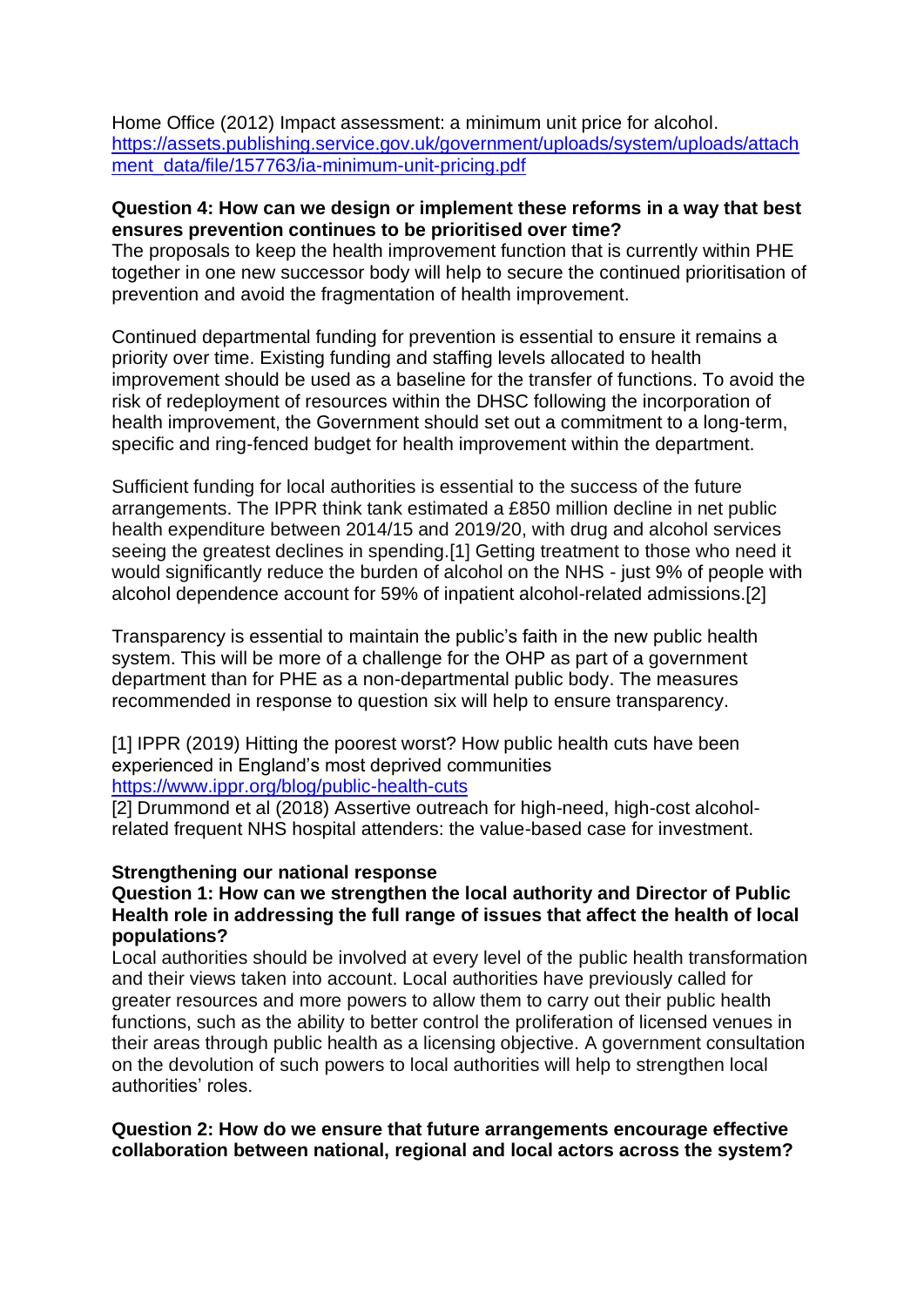Home Office (2012) Impact assessment: a minimum unit price for alcohol. https://assets.publishing.service.gov.uk/government/uploads/system/uploads/attachment_data/file/157763/ia-minimum-unit-pricing.pdf

**Question 4: How can we design or implement these reforms in a way that best ensures prevention continues to be prioritised over time?**

The proposals to keep the health improvement function that is currently within PHE together in one new successor body will help to secure the continued prioritisation of prevention and avoid the fragmentation of health improvement.

Continued departmental funding for prevention is essential to ensure it remains a priority over time. Existing funding and staffing levels allocated to health improvement should be used as a baseline for the transfer of functions. To avoid the risk of redeployment of resources within the DHSC following the incorporation of health improvement, the Government should set out a commitment to a long-term, specific and ring-fenced budget for health improvement within the department.

Sufficient funding for local authorities is essential to the success of the future arrangements. The IPPR think tank estimated a £850 million decline in net public health expenditure between 2014/15 and 2019/20, with drug and alcohol services seeing the greatest declines in spending.[1] Getting treatment to those who need it would significantly reduce the burden of alcohol on the NHS - just 9% of people with alcohol dependence account for 59% of inpatient alcohol-related admissions.[2]

Transparency is essential to maintain the public's faith in the new public health system. This will be more of a challenge for the OHP as part of a government department than for PHE as a non-departmental public body. The measures recommended in response to question six will help to ensure transparency.

[1] IPPR (2019) Hitting the poorest worst? How public health cuts have been experienced in England's most deprived communities https://www.ippr.org/blog/public-health-cuts

[2] Drummond et al (2018) Assertive outreach for high-need, high-cost alcohol-related frequent NHS hospital attenders: the value-based case for investment.

**Strengthening our national response**

**Question 1: How can we strengthen the local authority and Director of Public Health role in addressing the full range of issues that affect the health of local populations?**

Local authorities should be involved at every level of the public health transformation and their views taken into account. Local authorities have previously called for greater resources and more powers to allow them to carry out their public health functions, such as the ability to better control the proliferation of licensed venues in their areas through public health as a licensing objective. A government consultation on the devolution of such powers to local authorities will help to strengthen local authorities' roles.

**Question 2: How do we ensure that future arrangements encourage effective collaboration between national, regional and local actors across the system?**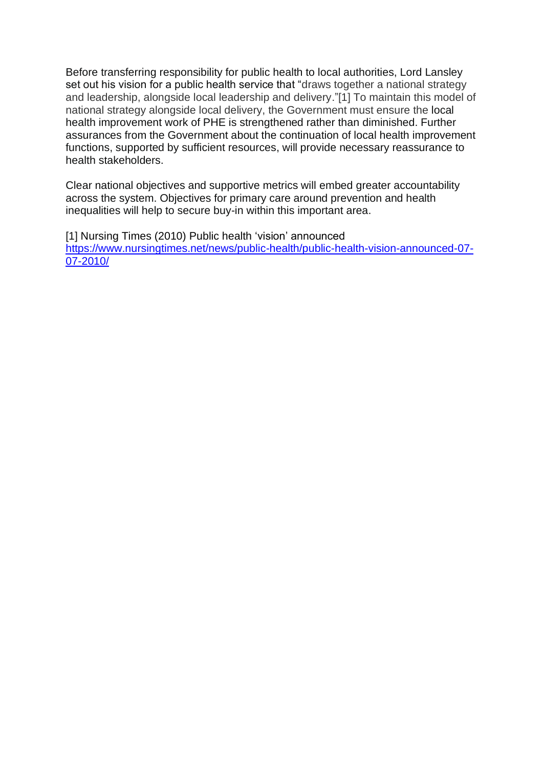Before transferring responsibility for public health to local authorities, Lord Lansley set out his vision for a public health service that "draws together a national strategy and leadership, alongside local leadership and delivery."[1] To maintain this model of national strategy alongside local delivery, the Government must ensure the local health improvement work of PHE is strengthened rather than diminished. Further assurances from the Government about the continuation of local health improvement functions, supported by sufficient resources, will provide necessary reassurance to health stakeholders.

Clear national objectives and supportive metrics will embed greater accountability across the system. Objectives for primary care around prevention and health inequalities will help to secure buy-in within this important area.

[1] Nursing Times (2010) Public health 'vision' announced https://www.nursingtimes.net/news/public-health/public-health-vision-announced-07-07-2010/